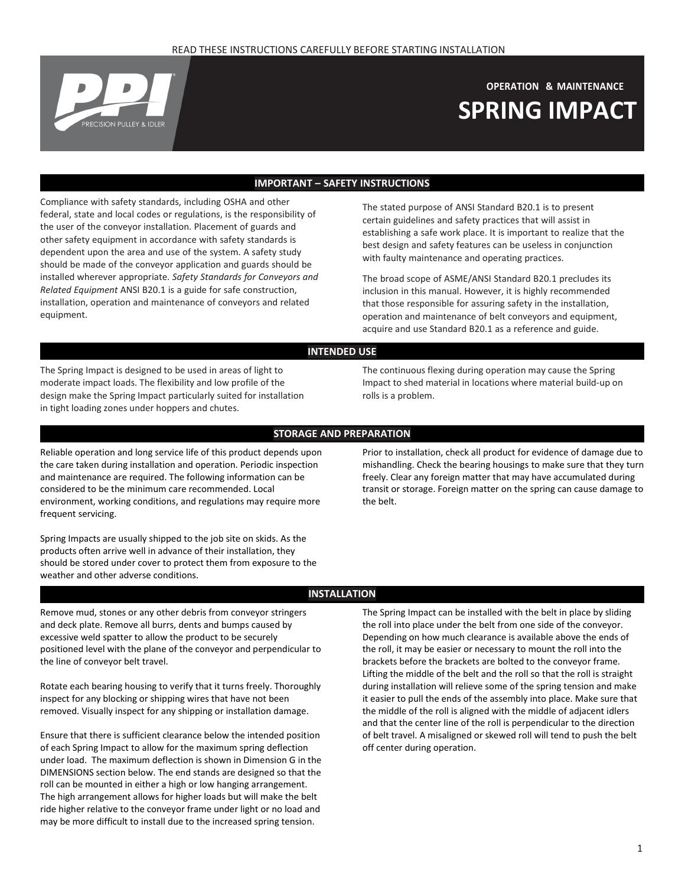READ THESE INSTRUCTIONS CAREFULLY BEFORE STARTING INSTALLATION

PPI PRECISION PULLEY & IDLER

**OPERATION & MAINTENANCE**

# SPRING IMPACT

## IMPORTANT – SAFETY INSTRUCTIONS

Compliance with safety standards, including OSHA and other federal, state and local codes or regulations, is the responsibility of the user of the conveyor installation. Placement of guards and other safety equipment in accordance with safety standards is dependent upon the area and use of the system. A safety study should be made of the conveyor application and guards should be installed wherever appropriate. *Safety Standards for Conveyors and Related Equipment* ANSI B20.1 is a guide for safe construction, installation, operation and maintenance of conveyors and related equipment.

The stated purpose of ANSI Standard B20.1 is to present certain guidelines and safety practices that will assist in establishing a safe work place. It is important to realize that the best design and safety features can be useless in conjunction with faulty maintenance and operating practices.

The broad scope of ASME/ANSI Standard B20.1 precludes its inclusion in this manual. However, it is highly recommended that those responsible for assuring safety in the installation, operation and maintenance of belt conveyors and equipment, acquire and use Standard B20.1 as a reference and guide.

## INTENDED USE

The Spring Impact is designed to be used in areas of light to moderate impact loads. The flexibility and low profile of the design make the Spring Impact particularly suited for installation in tight loading zones under hoppers and chutes.

The continuous flexing during operation may cause the Spring Impact to shed material in locations where material build-up on rolls is a problem.

## STORAGE AND PREPARATION

Reliable operation and long service life of this product depends upon the care taken during installation and operation. Periodic inspection and maintenance are required. The following information can be considered to be the minimum care recommended. Local environment, working conditions, and regulations may require more frequent servicing.

Spring Impacts are usually shipped to the job site on skids. As the products often arrive well in advance of their installation, they should be stored under cover to protect them from exposure to the weather and other adverse conditions.

Prior to installation, check all product for evidence of damage due to mishandling. Check the bearing housings to make sure that they turn freely. Clear any foreign matter that may have accumulated during transit or storage. Foreign matter on the spring can cause damage to the belt.

## INSTALLATION

Remove mud, stones or any other debris from conveyor stringers and deck plate. Remove all burrs, dents and bumps caused by excessive weld spatter to allow the product to be securely positioned level with the plane of the conveyor and perpendicular to the line of conveyor belt travel.

Rotate each bearing housing to verify that it turns freely. Thoroughly inspect for any blocking or shipping wires that have not been removed. Visually inspect for any shipping or installation damage.

Ensure that there is sufficient clearance below the intended position of each Spring Impact to allow for the maximum spring deflection under load. The maximum deflection is shown in Dimension G in the DIMENSIONS section below. The end stands are designed so that the roll can be mounted in either a high or low hanging arrangement. The high arrangement allows for higher loads but will make the belt ride higher relative to the conveyor frame under light or no load and may be more difficult to install due to the increased spring tension.

The Spring Impact can be installed with the belt in place by sliding the roll into place under the belt from one side of the conveyor. Depending on how much clearance is available above the ends of the roll, it may be easier or necessary to mount the roll into the brackets before the brackets are bolted to the conveyor frame. Lifting the middle of the belt and the roll so that the roll is straight during installation will relieve some of the spring tension and make it easier to pull the ends of the assembly into place. Make sure that the middle of the roll is aligned with the middle of adjacent idlers and that the center line of the roll is perpendicular to the direction of belt travel. A misaligned or skewed roll will tend to push the belt off center during operation.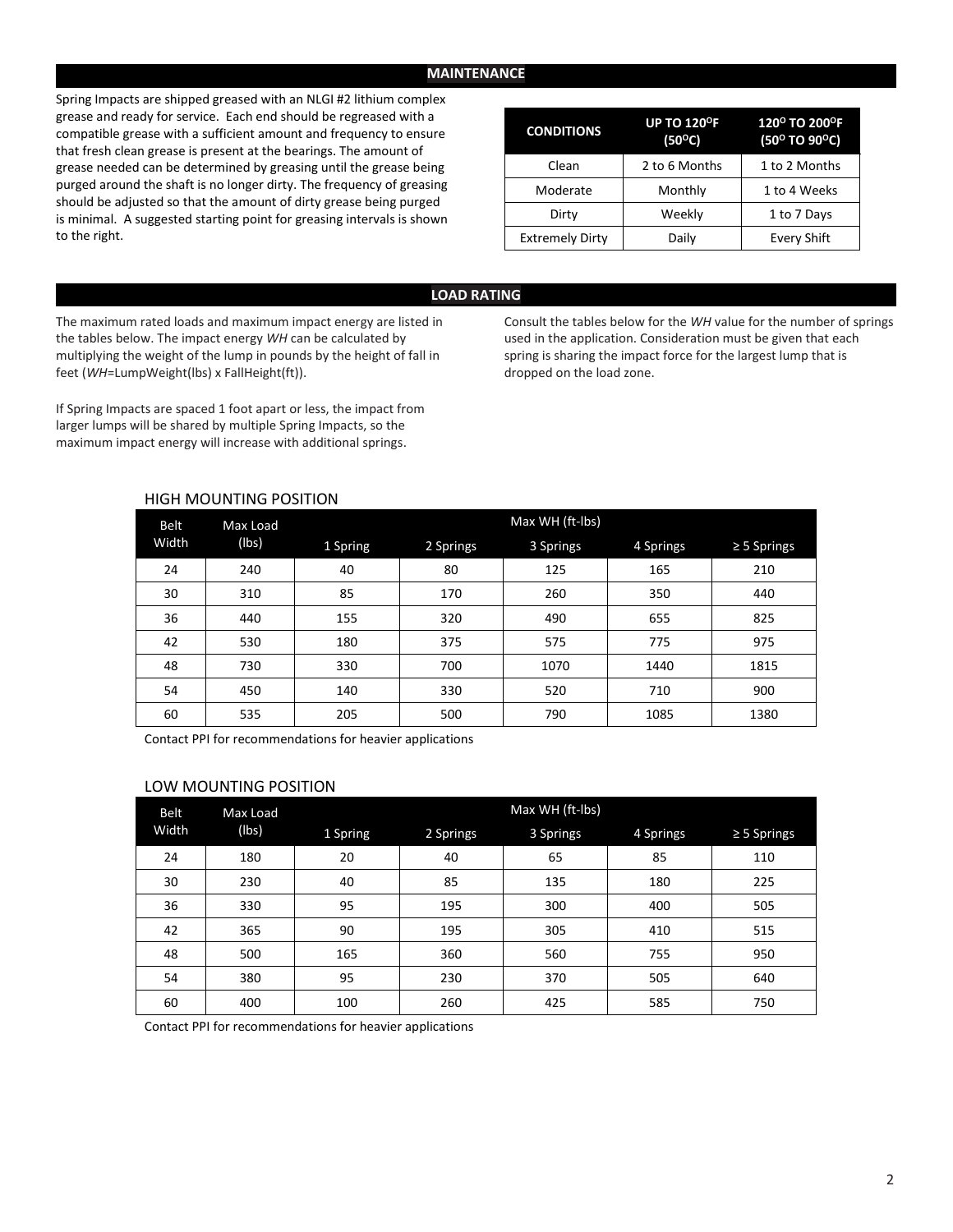## MAINTENANCE

Spring Impacts are shipped greased with an NLGI #2 lithium complex grease and ready for service. Each end should be regreased with a compatible grease with a sufficient amount and frequency to ensure that fresh clean grease is present at the bearings. The amount of grease needed can be determined by greasing until the grease being purged around the shaft is no longer dirty. The frequency of greasing should be adjusted so that the amount of dirty grease being purged is minimal. A suggested starting point for greasing intervals is shown to the right.

| CONDITIONS | UP TO 120°F (50°C) | 120° TO 200°F (50° TO 90°C) |
|---|---|---|
| Clean | 2 to 6 Months | 1 to 2 Months |
| Moderate | Monthly | 1 to 4 Weeks |
| Dirty | Weekly | 1 to 7 Days |
| Extremely Dirty | Daily | Every Shift |

## LOAD RATING

The maximum rated loads and maximum impact energy are listed in the tables below. The impact energy *WH* can be calculated by multiplying the weight of the lump in pounds by the height of fall in feet (*WH*=LumpWeight(lbs) x FallHeight(ft)).

If Spring Impacts are spaced 1 foot apart or less, the impact from larger lumps will be shared by multiple Spring Impacts, so the maximum impact energy will increase with additional springs.

Consult the tables below for the *WH* value for the number of springs used in the application. Consideration must be given that each spring is sharing the impact force for the largest lump that is dropped on the load zone.

### HIGH MOUNTING POSITION

| Belt Width | Max Load (lbs) | Max WH (ft-lbs) | | | | |
|---|---|---|---|---|---|---|
| | | 1 Spring | 2 Springs | 3 Springs | 4 Springs | ≥ 5 Springs |
| 24 | 240 | 40 | 80 | 125 | 165 | 210 |
| 30 | 310 | 85 | 170 | 260 | 350 | 440 |
| 36 | 440 | 155 | 320 | 490 | 655 | 825 |
| 42 | 530 | 180 | 375 | 575 | 775 | 975 |
| 48 | 730 | 330 | 700 | 1070 | 1440 | 1815 |
| 54 | 450 | 140 | 330 | 520 | 710 | 900 |
| 60 | 535 | 205 | 500 | 790 | 1085 | 1380 |

Contact PPI for recommendations for heavier applications

### LOW MOUNTING POSITION

| Belt Width | Max Load (lbs) | Max WH (ft-lbs) | | | | |
|---|---|---|---|---|---|---|
| | | 1 Spring | 2 Springs | 3 Springs | 4 Springs | ≥ 5 Springs |
| 24 | 180 | 20 | 40 | 65 | 85 | 110 |
| 30 | 230 | 40 | 85 | 135 | 180 | 225 |
| 36 | 330 | 95 | 195 | 300 | 400 | 505 |
| 42 | 365 | 90 | 195 | 305 | 410 | 515 |
| 48 | 500 | 165 | 360 | 560 | 755 | 950 |
| 54 | 380 | 95 | 230 | 370 | 505 | 640 |
| 60 | 400 | 100 | 260 | 425 | 585 | 750 |

Contact PPI for recommendations for heavier applications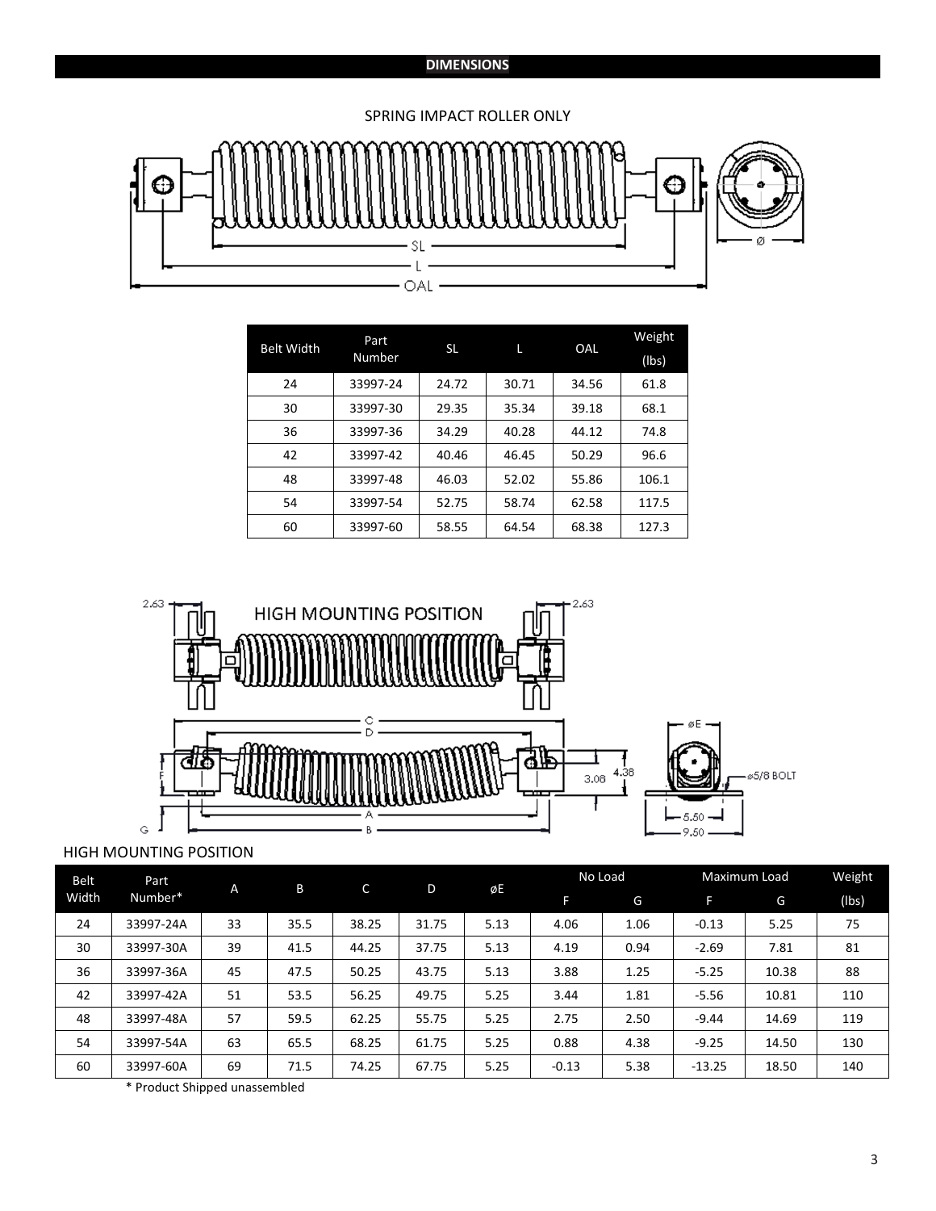## DIMENSIONS

SPRING IMPACT ROLLER ONLY

| Belt Width | Part Number | SL | L | OAL | Weight (lbs) |
|---|---|---|---|---|---|
| 24 | 33997-24 | 24.72 | 30.71 | 34.56 | 61.8 |
| 30 | 33997-30 | 29.35 | 35.34 | 39.18 | 68.1 |
| 36 | 33997-36 | 34.29 | 40.28 | 44.12 | 74.8 |
| 42 | 33997-42 | 40.46 | 46.45 | 50.29 | 96.6 |
| 48 | 33997-48 | 46.03 | 52.02 | 55.86 | 106.1 |
| 54 | 33997-54 | 52.75 | 58.74 | 62.58 | 117.5 |
| 60 | 33997-60 | 58.55 | 64.54 | 68.38 | 127.3 |

HIGH MOUNTING POSITION

HIGH MOUNTING POSITION

| Belt Width | Part Number* | A | B | C | D | øE | No Load | | Maximum Load | | Weight |
|---|---|---|---|---|---|---|---|---|---|---|---|
| | | | | | | | F | G | F | G | (lbs) |
| 24 | 33997-24A | 33 | 35.5 | 38.25 | 31.75 | 5.13 | 4.06 | 1.06 | -0.13 | 5.25 | 75 |
| 30 | 33997-30A | 39 | 41.5 | 44.25 | 37.75 | 5.13 | 4.19 | 0.94 | -2.69 | 7.81 | 81 |
| 36 | 33997-36A | 45 | 47.5 | 50.25 | 43.75 | 5.13 | 3.88 | 1.25 | -5.25 | 10.38 | 88 |
| 42 | 33997-42A | 51 | 53.5 | 56.25 | 49.75 | 5.25 | 3.44 | 1.81 | -5.56 | 10.81 | 110 |
| 48 | 33997-48A | 57 | 59.5 | 62.25 | 55.75 | 5.25 | 2.75 | 2.50 | -9.44 | 14.69 | 119 |
| 54 | 33997-54A | 63 | 65.5 | 68.25 | 61.75 | 5.25 | 0.88 | 4.38 | -9.25 | 14.50 | 130 |
| 60 | 33997-60A | 69 | 71.5 | 74.25 | 67.75 | 5.25 | -0.13 | 5.38 | -13.25 | 18.50 | 140 |

\* Product Shipped unassembled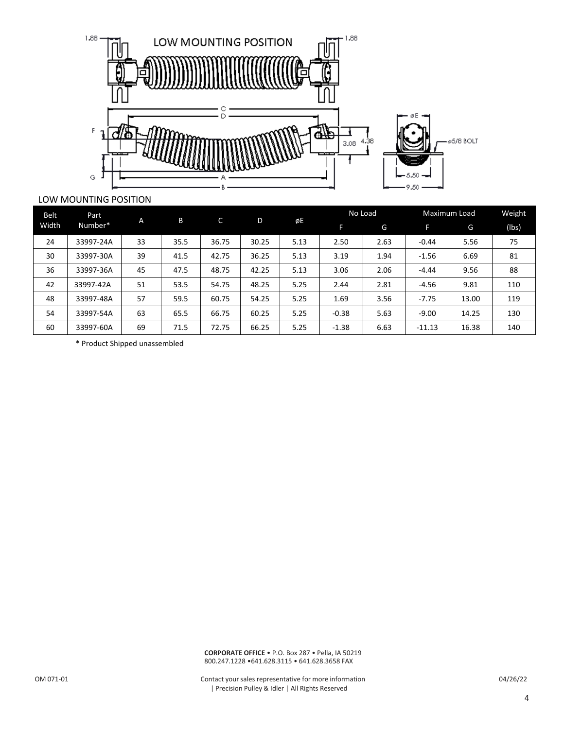LOW MOUNTING POSITION

1.88

1.88

C

D

F

G

A

B

3.08

4.38

øE

ø5/8 BOLT

5.50

9.50

LOW MOUNTING POSITION

| Belt Width | Part Number* | A | B | C | D | øE | No Load | | Maximum Load | | Weight |
|---|---|---|---|---|---|---|---|---|---|---|---|
| | | | | | | | F | G | F | G | (lbs) |
| 24 | 33997-24A | 33 | 35.5 | 36.75 | 30.25 | 5.13 | 2.50 | 2.63 | -0.44 | 5.56 | 75 |
| 30 | 33997-30A | 39 | 41.5 | 42.75 | 36.25 | 5.13 | 3.19 | 1.94 | -1.56 | 6.69 | 81 |
| 36 | 33997-36A | 45 | 47.5 | 48.75 | 42.25 | 5.13 | 3.06 | 2.06 | -4.44 | 9.56 | 88 |
| 42 | 33997-42A | 51 | 53.5 | 54.75 | 48.25 | 5.25 | 2.44 | 2.81 | -4.56 | 9.81 | 110 |
| 48 | 33997-48A | 57 | 59.5 | 60.75 | 54.25 | 5.25 | 1.69 | 3.56 | -7.75 | 13.00 | 119 |
| 54 | 33997-54A | 63 | 65.5 | 66.75 | 60.25 | 5.25 | -0.38 | 5.63 | -9.00 | 14.25 | 130 |
| 60 | 33997-60A | 69 | 71.5 | 72.75 | 66.25 | 5.25 | -1.38 | 6.63 | -11.13 | 16.38 | 140 |

* Product Shipped unassembled

**CORPORATE OFFICE** • P.O. Box 287 • Pella, IA 50219
800.247.1228 •641.628.3115 • 641.628.3658 FAX

OM 071-01

Contact your sales representative for more information
| Precision Pulley & Idler | All Rights Reserved

04/26/22